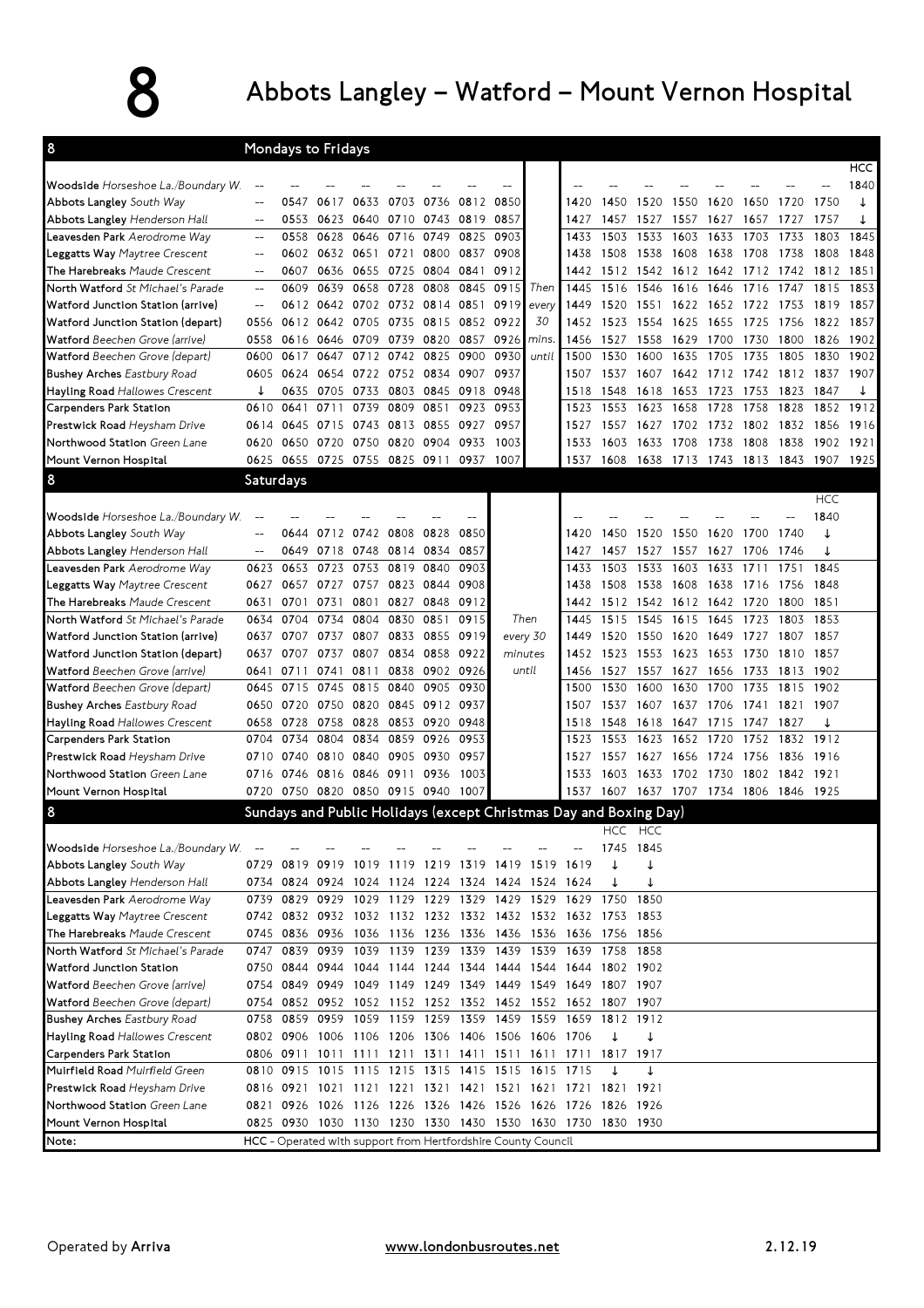# 8

## Abbots Langley – Watford – Mount Vernon Hospital

### Mondays to Fridays

| 8 | | | | | | | | | | | | | | | | | | | |
|---|---|---|---|---|---|---|---|---|---|---|---|---|---|---|---|---|---|---|---|
| | | | | | | | | | | | | | | | | | | | HCC |
| **Woodside** *Horseshoe La./Boundary W.* | -- | -- | -- | -- | -- | -- | -- | -- | | -- | -- | -- | -- | -- | -- | -- | -- | -- | 1840 |
| **Abbots Langley** *South Way* | -- | 0547 | 0617 | 0633 | 0703 | 0736 | 0812 | 0850 | | 1420 | 1450 | 1520 | 1550 | 1620 | 1650 | 1720 | 1750 | | ↓ |
| **Abbots Langley** *Henderson Hall* | -- | 0553 | 0623 | 0640 | 0710 | 0743 | 0819 | 0857 | | 1427 | 1457 | 1527 | 1557 | 1627 | 1657 | 1727 | 1757 | | ↓ |
| **Leavesden Park** *Aerodrome Way* | -- | 0558 | 0628 | 0646 | 0716 | 0749 | 0825 | 0903 | | 1433 | 1503 | 1533 | 1603 | 1633 | 1703 | 1733 | 1803 | | 1845 |
| **Leggatts Way** *Maytree Crescent* | -- | 0602 | 0632 | 0651 | 0721 | 0800 | 0837 | 0908 | | 1438 | 1508 | 1538 | 1608 | 1638 | 1708 | 1738 | 1808 | | 1848 |
| **The Harebreaks** *Maude Crescent* | -- | 0607 | 0636 | 0655 | 0725 | 0804 | 0841 | 0912 | | 1442 | 1512 | 1542 | 1612 | 1642 | 1712 | 1742 | 1812 | | 1851 |
| **North Watford** *St Michael's Parade* | -- | 0609 | 0639 | 0658 | 0728 | 0808 | 0845 | 0915 | *Then* | 1445 | 1516 | 1546 | 1616 | 1646 | 1716 | 1747 | 1815 | | 1853 |
| **Watford Junction Station (arrive)** | -- | 0612 | 0642 | 0702 | 0732 | 0814 | 0851 | 0919 | *every* | 1449 | 1520 | 1551 | 1622 | 1652 | 1722 | 1753 | 1819 | | 1857 |
| **Watford Junction Station (depart)** | 0556 | 0612 | 0642 | 0705 | 0735 | 0815 | 0852 | 0922 | *30* | 1452 | 1523 | 1554 | 1625 | 1655 | 1725 | 1756 | 1822 | | 1857 |
| **Watford** *Beechen Grove (arrive)* | 0558 | 0616 | 0646 | 0709 | 0739 | 0820 | 0857 | 0926 | *mins.* | 1456 | 1527 | 1558 | 1629 | 1700 | 1730 | 1800 | 1826 | | 1902 |
| **Watford** *Beechen Grove (depart)* | 0600 | 0617 | 0647 | 0712 | 0742 | 0825 | 0900 | 0930 | *until* | 1500 | 1530 | 1600 | 1635 | 1705 | 1735 | 1805 | 1830 | | 1902 |
| **Bushey Arches** *Eastbury Road* | 0605 | 0624 | 0654 | 0722 | 0752 | 0834 | 0907 | 0937 | | 1507 | 1537 | 1607 | 1642 | 1712 | 1742 | 1812 | 1837 | | 1907 |
| **Hayling Road** *Hallowes Crescent* | ↓ | 0635 | 0705 | 0733 | 0803 | 0845 | 0918 | 0948 | | 1518 | 1548 | 1618 | 1653 | 1723 | 1753 | 1823 | 1847 | | ↓ |
| **Carpenders Park Station** | 0610 | 0641 | 0711 | 0739 | 0809 | 0851 | 0923 | 0953 | | 1523 | 1553 | 1623 | 1658 | 1728 | 1758 | 1828 | 1852 | | 1912 |
| **Prestwick Road** *Heysham Drive* | 0614 | 0645 | 0715 | 0743 | 0813 | 0855 | 0927 | 0957 | | 1527 | 1557 | 1627 | 1702 | 1732 | 1802 | 1832 | 1856 | | 1916 |
| **Northwood Station** *Green Lane* | 0620 | 0650 | 0720 | 0750 | 0820 | 0904 | 0933 | 1003 | | 1533 | 1603 | 1633 | 1708 | 1738 | 1808 | 1838 | 1902 | | 1921 |
| **Mount Vernon Hospital** | 0625 | 0655 | 0725 | 0755 | 0825 | 0911 | 0937 | 1007 | | 1537 | 1608 | 1638 | 1713 | 1743 | 1813 | 1843 | 1907 | | 1925 |

### Saturdays

| 8 | | | | | | | | | | | | | | | | | |
|---|---|---|---|---|---|---|---|---|---|---|---|---|---|---|---|---|---|
| | | | | | | | | | | | | | | | | | HCC |
| **Woodside** *Horseshoe La./Boundary W.* | -- | -- | -- | -- | -- | -- | -- | -- | | -- | -- | -- | -- | -- | -- | -- | 1840 |
| **Abbots Langley** *South Way* | -- | 0644 | 0712 | 0742 | 0808 | 0828 | 0850 | | | 1420 | 1450 | 1520 | 1550 | 1620 | 1700 | 1740 | ↓ |
| **Abbots Langley** *Henderson Hall* | -- | 0649 | 0718 | 0748 | 0814 | 0834 | 0857 | | | 1427 | 1457 | 1527 | 1557 | 1627 | 1706 | 1746 | ↓ |
| **Leavesden Park** *Aerodrome Way* | 0623 | 0653 | 0723 | 0753 | 0819 | 0840 | 0903 | | | 1433 | 1503 | 1533 | 1603 | 1633 | 1711 | 1751 | 1845 |
| **Leggatts Way** *Maytree Crescent* | 0627 | 0657 | 0727 | 0757 | 0823 | 0844 | 0908 | | | 1438 | 1508 | 1538 | 1608 | 1638 | 1716 | 1756 | 1848 |
| **The Harebreaks** *Maude Crescent* | 0631 | 0701 | 0731 | 0801 | 0827 | 0848 | 0912 | | | 1442 | 1512 | 1542 | 1612 | 1642 | 1720 | 1800 | 1851 |
| **North Watford** *St Michael's Parade* | 0634 | 0704 | 0734 | 0804 | 0830 | 0851 | 0915 | | *Then* | 1445 | 1515 | 1545 | 1615 | 1645 | 1723 | 1803 | 1853 |
| **Watford Junction Station (arrive)** | 0637 | 0707 | 0737 | 0807 | 0833 | 0855 | 0919 | | *every 30* | 1449 | 1520 | 1550 | 1620 | 1649 | 1727 | 1807 | 1857 |
| **Watford Junction Station (depart)** | 0637 | 0707 | 0737 | 0807 | 0834 | 0858 | 0922 | | *minutes* | 1452 | 1523 | 1553 | 1623 | 1653 | 1730 | 1810 | 1857 |
| **Watford** *Beechen Grove (arrive)* | 0641 | 0711 | 0741 | 0811 | 0838 | 0902 | 0926 | | *until* | 1456 | 1527 | 1557 | 1627 | 1656 | 1733 | 1813 | 1902 |
| **Watford** *Beechen Grove (depart)* | 0645 | 0715 | 0745 | 0815 | 0840 | 0905 | 0930 | | | 1500 | 1530 | 1600 | 1630 | 1700 | 1735 | 1815 | 1902 |
| **Bushey Arches** *Eastbury Road* | 0650 | 0720 | 0750 | 0820 | 0845 | 0912 | 0937 | | | 1507 | 1537 | 1607 | 1637 | 1706 | 1741 | 1821 | 1907 |
| **Hayling Road** *Hallowes Crescent* | 0658 | 0728 | 0758 | 0828 | 0853 | 0920 | 0948 | | | 1518 | 1548 | 1618 | 1647 | 1715 | 1747 | 1827 | ↓ |
| **Carpenders Park Station** | 0704 | 0734 | 0804 | 0834 | 0859 | 0926 | 0953 | | | 1523 | 1553 | 1623 | 1652 | 1720 | 1752 | 1832 | 1912 |
| **Prestwick Road** *Heysham Drive* | 0710 | 0740 | 0810 | 0840 | 0905 | 0930 | 0957 | | | 1527 | 1557 | 1627 | 1656 | 1724 | 1756 | 1836 | 1916 |
| **Northwood Station** *Green Lane* | 0716 | 0746 | 0816 | 0846 | 0911 | 0936 | 1003 | | | 1533 | 1603 | 1633 | 1702 | 1730 | 1802 | 1842 | 1921 |
| **Mount Vernon Hospital** | 0720 | 0750 | 0820 | 0850 | 0915 | 0940 | 1007 | | | 1537 | 1607 | 1637 | 1707 | 1734 | 1806 | 1846 | 1925 |

### Sundays and Public Holidays (except Christmas Day and Boxing Day)

| 8 | | | | | | | | | | | | |
|---|---|---|---|---|---|---|---|---|---|---|---|---|
| | | | | | | | | | | | HCC | HCC |
| **Woodside** *Horseshoe La./Boundary W.* | -- | -- | -- | -- | -- | -- | -- | -- | -- | -- | 1745 | 1845 |
| **Abbots Langley** *South Way* | 0729 | 0819 | 0919 | 1019 | 1119 | 1219 | 1319 | 1419 | 1519 | 1619 | ↓ | ↓ |
| **Abbots Langley** *Henderson Hall* | 0734 | 0824 | 0924 | 1024 | 1124 | 1224 | 1324 | 1424 | 1524 | 1624 | ↓ | ↓ |
| **Leavesden Park** *Aerodrome Way* | 0739 | 0829 | 0929 | 1029 | 1129 | 1229 | 1329 | 1429 | 1529 | 1629 | 1750 | 1850 |
| **Leggatts Way** *Maytree Crescent* | 0742 | 0832 | 0932 | 1032 | 1132 | 1232 | 1332 | 1432 | 1532 | 1632 | 1753 | 1853 |
| **The Harebreaks** *Maude Crescent* | 0745 | 0836 | 0936 | 1036 | 1136 | 1236 | 1336 | 1436 | 1536 | 1636 | 1756 | 1856 |
| **North Watford** *St Michael's Parade* | 0747 | 0839 | 0939 | 1039 | 1139 | 1239 | 1339 | 1439 | 1539 | 1639 | 1758 | 1858 |
| **Watford Junction Station** | 0750 | 0844 | 0944 | 1044 | 1144 | 1244 | 1344 | 1444 | 1544 | 1644 | 1802 | 1902 |
| **Watford** *Beechen Grove (arrive)* | 0754 | 0849 | 0949 | 1049 | 1149 | 1249 | 1349 | 1449 | 1549 | 1649 | 1807 | 1907 |
| **Watford** *Beechen Grove (depart)* | 0754 | 0852 | 0952 | 1052 | 1152 | 1252 | 1352 | 1452 | 1552 | 1652 | 1807 | 1907 |
| **Bushey Arches** *Eastbury Road* | 0758 | 0859 | 0959 | 1059 | 1159 | 1259 | 1359 | 1459 | 1559 | 1659 | 1812 | 1912 |
| **Hayling Road** *Hallowes Crescent* | 0802 | 0906 | 1006 | 1106 | 1206 | 1306 | 1406 | 1506 | 1606 | 1706 | ↓ | ↓ |
| **Carpenders Park Station** | 0806 | 0911 | 1011 | 1111 | 1211 | 1311 | 1411 | 1511 | 1611 | 1711 | 1817 | 1917 |
| **Muirfield Road** *Muirfield Green* | 0810 | 0915 | 1015 | 1115 | 1215 | 1315 | 1415 | 1515 | 1615 | 1715 | ↓ | ↓ |
| **Prestwick Road** *Heysham Drive* | 0816 | 0921 | 1021 | 1121 | 1221 | 1321 | 1421 | 1521 | 1621 | 1721 | 1821 | 1921 |
| **Northwood Station** *Green Lane* | 0821 | 0926 | 1026 | 1126 | 1226 | 1326 | 1426 | 1526 | 1626 | 1726 | 1826 | 1926 |
| **Mount Vernon Hospital** | 0825 | 0930 | 1030 | 1130 | 1230 | 1330 | 1430 | 1530 | 1630 | 1730 | 1830 | 1930 |

**Note:** **HCC** - Operated with support from Hertfordshire County Council

Operated by **Arriva** | www.londonbusroutes.net | 2.12.19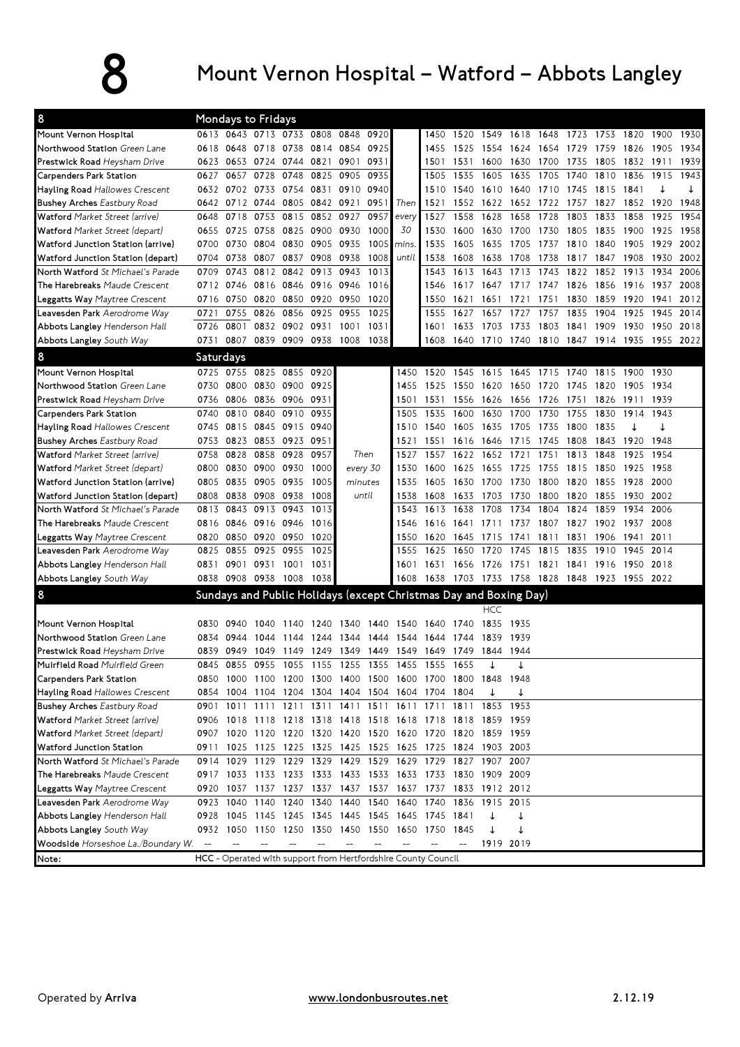# 8 Mount Vernon Hospital – Watford – Abbots Langley

## Mondays to Fridays

| 8 | | | | | | | | | | | | | | | | | | | |
|---|---|---|---|---|---|---|---|---|---|---|---|---|---|---|---|---|---|---|---|
| Mount Vernon Hospital | 0613 | 0643 | 0713 | 0733 | 0808 | 0848 | 0920 | | 1450 | 1520 | 1549 | 1618 | 1648 | 1723 | 1753 | 1820 | 1900 | 1930 |
| Northwood Station *Green Lane* | 0618 | 0648 | 0718 | 0738 | 0814 | 0854 | 0925 | | 1455 | 1525 | 1554 | 1624 | 1654 | 1729 | 1759 | 1826 | 1905 | 1934 |
| Prestwick Road *Heysham Drive* | 0623 | 0653 | 0724 | 0744 | 0821 | 0901 | 0931 | | 1501 | 1531 | 1600 | 1630 | 1700 | 1735 | 1805 | 1832 | 1911 | 1939 |
| Carpenders Park Station | 0627 | 0657 | 0728 | 0748 | 0825 | 0905 | 0935 | | 1505 | 1535 | 1605 | 1635 | 1705 | 1740 | 1810 | 1836 | 1915 | 1943 |
| Hayling Road *Hallowes Crescent* | 0632 | 0702 | 0733 | 0754 | 0831 | 0910 | 0940 | | 1510 | 1540 | 1610 | 1640 | 1710 | 1745 | 1815 | 1841 | ↓ | ↓ |
| Bushey Arches *Eastbury Road* | 0642 | 0712 | 0744 | 0805 | 0842 | 0921 | 0951 | Then | 1521 | 1552 | 1622 | 1652 | 1722 | 1757 | 1827 | 1852 | 1920 | 1948 |
| Watford *Market Street (arrive)* | 0648 | 0718 | 0753 | 0815 | 0852 | 0927 | 0957 | every | 1527 | 1558 | 1628 | 1658 | 1728 | 1803 | 1833 | 1858 | 1925 | 1954 |
| Watford *Market Street (depart)* | 0655 | 0725 | 0758 | 0825 | 0900 | 0930 | 1000 | 30 | 1530 | 1600 | 1630 | 1700 | 1730 | 1805 | 1835 | 1900 | 1925 | 1958 |
| Watford Junction Station (arrive) | 0700 | 0730 | 0804 | 0830 | 0905 | 0935 | 1005 | mins. | 1535 | 1605 | 1635 | 1705 | 1737 | 1810 | 1840 | 1905 | 1929 | 2002 |
| Watford Junction Station (depart) | 0704 | 0738 | 0807 | 0837 | 0908 | 0938 | 1008 | until | 1538 | 1608 | 1638 | 1708 | 1738 | 1817 | 1847 | 1908 | 1930 | 2002 |
| North Watford *St Michael's Parade* | 0709 | 0743 | 0812 | 0842 | 0913 | 0943 | 1013 | | 1543 | 1613 | 1643 | 1713 | 1743 | 1822 | 1852 | 1913 | 1934 | 2006 |
| The Harebreaks *Maude Crescent* | 0712 | 0746 | 0816 | 0846 | 0916 | 0946 | 1016 | | 1546 | 1617 | 1647 | 1717 | 1747 | 1826 | 1856 | 1916 | 1937 | 2008 |
| Leggatts Way *Maytree Crescent* | 0716 | 0750 | 0820 | 0850 | 0920 | 0950 | 1020 | | 1550 | 1621 | 1651 | 1721 | 1751 | 1830 | 1859 | 1920 | 1941 | 2012 |
| Leavesden Park *Aerodrome Way* | 0721 | 0755 | 0826 | 0856 | 0925 | 0955 | 1025 | | 1555 | 1627 | 1657 | 1727 | 1757 | 1835 | 1904 | 1925 | 1945 | 2014 |
| Abbots Langley *Henderson Hall* | 0726 | 0801 | 0832 | 0902 | 0931 | 1001 | 1031 | | 1601 | 1633 | 1703 | 1733 | 1803 | 1841 | 1909 | 1930 | 1950 | 2018 |
| Abbots Langley *South Way* | 0731 | 0807 | 0839 | 0909 | 0938 | 1008 | 1038 | | 1608 | 1640 | 1710 | 1740 | 1810 | 1847 | 1914 | 1935 | 1955 | 2022 |

## Saturdays

| 8 | | | | | | | | | | | | | | | | |
|---|---|---|---|---|---|---|---|---|---|---|---|---|---|---|---|---|
| Mount Vernon Hospital | 0725 | 0755 | 0825 | 0855 | 0920 | | 1450 | 1520 | 1545 | 1615 | 1645 | 1715 | 1740 | 1815 | 1900 | 1930 |
| Northwood Station *Green Lane* | 0730 | 0800 | 0830 | 0900 | 0925 | | 1455 | 1525 | 1550 | 1620 | 1650 | 1720 | 1745 | 1820 | 1905 | 1934 |
| Prestwick Road *Heysham Drive* | 0736 | 0806 | 0836 | 0906 | 0931 | | 1501 | 1531 | 1556 | 1626 | 1656 | 1726 | 1751 | 1826 | 1911 | 1939 |
| Carpenders Park Station | 0740 | 0810 | 0840 | 0910 | 0935 | | 1505 | 1535 | 1600 | 1630 | 1700 | 1730 | 1755 | 1830 | 1914 | 1943 |
| Hayling Road *Hallowes Crescent* | 0745 | 0815 | 0845 | 0915 | 0940 | | 1510 | 1540 | 1605 | 1635 | 1705 | 1735 | 1800 | 1835 | ↓ | ↓ |
| Bushey Arches *Eastbury Road* | 0753 | 0823 | 0853 | 0923 | 0951 | | 1521 | 1551 | 1616 | 1646 | 1715 | 1745 | 1808 | 1843 | 1920 | 1948 |
| Watford *Market Street (arrive)* | 0758 | 0828 | 0858 | 0928 | 0957 | Then | 1527 | 1557 | 1622 | 1652 | 1721 | 1751 | 1813 | 1848 | 1925 | 1954 |
| Watford *Market Street (depart)* | 0800 | 0830 | 0900 | 0930 | 1000 | every 30 | 1530 | 1600 | 1625 | 1655 | 1725 | 1755 | 1815 | 1850 | 1925 | 1958 |
| Watford Junction Station (arrive) | 0805 | 0835 | 0905 | 0935 | 1005 | minutes | 1535 | 1605 | 1630 | 1700 | 1730 | 1800 | 1820 | 1855 | 1928 | 2000 |
| Watford Junction Station (depart) | 0808 | 0838 | 0908 | 0938 | 1008 | until | 1538 | 1608 | 1633 | 1703 | 1730 | 1800 | 1820 | 1855 | 1930 | 2002 |
| North Watford *St Michael's Parade* | 0813 | 0843 | 0913 | 0943 | 1013 | | 1543 | 1613 | 1638 | 1708 | 1734 | 1804 | 1824 | 1859 | 1934 | 2006 |
| The Harebreaks *Maude Crescent* | 0816 | 0846 | 0916 | 0946 | 1016 | | 1546 | 1616 | 1641 | 1711 | 1737 | 1807 | 1827 | 1902 | 1937 | 2008 |
| Leggatts Way *Maytree Crescent* | 0820 | 0850 | 0920 | 0950 | 1020 | | 1550 | 1620 | 1645 | 1715 | 1741 | 1811 | 1831 | 1906 | 1941 | 2011 |
| Leavesden Park *Aerodrome Way* | 0825 | 0855 | 0925 | 0955 | 1025 | | 1555 | 1625 | 1650 | 1720 | 1745 | 1815 | 1835 | 1910 | 1945 | 2014 |
| Abbots Langley *Henderson Hall* | 0831 | 0901 | 0931 | 1001 | 1031 | | 1601 | 1631 | 1656 | 1726 | 1751 | 1821 | 1841 | 1916 | 1950 | 2018 |
| Abbots Langley *South Way* | 0838 | 0908 | 0938 | 1008 | 1038 | | 1608 | 1638 | 1703 | 1733 | 1758 | 1828 | 1848 | 1923 | 1955 | 2022 |

## Sundays and Public Holidays (except Christmas Day and Boxing Day)

| 8 | | | | | | | | | | | | |
|---|---|---|---|---|---|---|---|---|---|---|---|---|
| | | | | | | | | | | | HCC | |
| Mount Vernon Hospital | 0830 | 0940 | 1040 | 1140 | 1240 | 1340 | 1440 | 1540 | 1640 | 1740 | 1835 | 1935 |
| Northwood Station *Green Lane* | 0834 | 0944 | 1044 | 1144 | 1244 | 1344 | 1444 | 1544 | 1644 | 1744 | 1839 | 1939 |
| Prestwick Road *Heysham Drive* | 0839 | 0949 | 1049 | 1149 | 1249 | 1349 | 1449 | 1549 | 1649 | 1749 | 1844 | 1944 |
| Muirfield Road *Muirfield Green* | 0845 | 0855 | 0955 | 1055 | 1155 | 1255 | 1355 | 1455 | 1555 | 1655 | ↓ | ↓ |
| Carpenders Park Station | 0850 | 1000 | 1100 | 1200 | 1300 | 1400 | 1500 | 1600 | 1700 | 1800 | 1848 | 1948 |
| Hayling Road *Hallowes Crescent* | 0854 | 1004 | 1104 | 1204 | 1304 | 1404 | 1504 | 1604 | 1704 | 1804 | ↓ | ↓ |
| Bushey Arches *Eastbury Road* | 0901 | 1011 | 1111 | 1211 | 1311 | 1411 | 1511 | 1611 | 1711 | 1811 | 1853 | 1953 |
| Watford *Market Street (arrive)* | 0906 | 1018 | 1118 | 1218 | 1318 | 1418 | 1518 | 1618 | 1718 | 1818 | 1859 | 1959 |
| Watford *Market Street (depart)* | 0907 | 1020 | 1120 | 1220 | 1320 | 1420 | 1520 | 1620 | 1720 | 1820 | 1859 | 1959 |
| Watford Junction Station | 0911 | 1025 | 1125 | 1225 | 1325 | 1425 | 1525 | 1625 | 1725 | 1824 | 1903 | 2003 |
| North Watford *St Michael's Parade* | 0914 | 1029 | 1129 | 1229 | 1329 | 1429 | 1529 | 1629 | 1729 | 1827 | 1907 | 2007 |
| The Harebreaks *Maude Crescent* | 0917 | 1033 | 1133 | 1233 | 1333 | 1433 | 1533 | 1633 | 1733 | 1830 | 1909 | 2009 |
| Leggatts Way *Maytree Crescent* | 0920 | 1037 | 1137 | 1237 | 1337 | 1437 | 1537 | 1637 | 1737 | 1833 | 1912 | 2012 |
| Leavesden Park *Aerodrome Way* | 0923 | 1040 | 1140 | 1240 | 1340 | 1440 | 1540 | 1640 | 1740 | 1836 | 1915 | 2015 |
| Abbots Langley *Henderson Hall* | 0928 | 1045 | 1145 | 1245 | 1345 | 1445 | 1545 | 1645 | 1745 | 1841 | ↓ | ↓ |
| Abbots Langley *South Way* | 0932 | 1050 | 1150 | 1250 | 1350 | 1450 | 1550 | 1650 | 1750 | 1845 | ↓ | ↓ |
| Woodside *Horseshoe La./Boundary W.* | -- | -- | -- | -- | -- | -- | -- | -- | -- | -- | 1919 | 2019 |

Note: HCC - Operated with support from Hertfordshire County Council

Operated by **Arriva** www.londonbusroutes.net 2.12.19